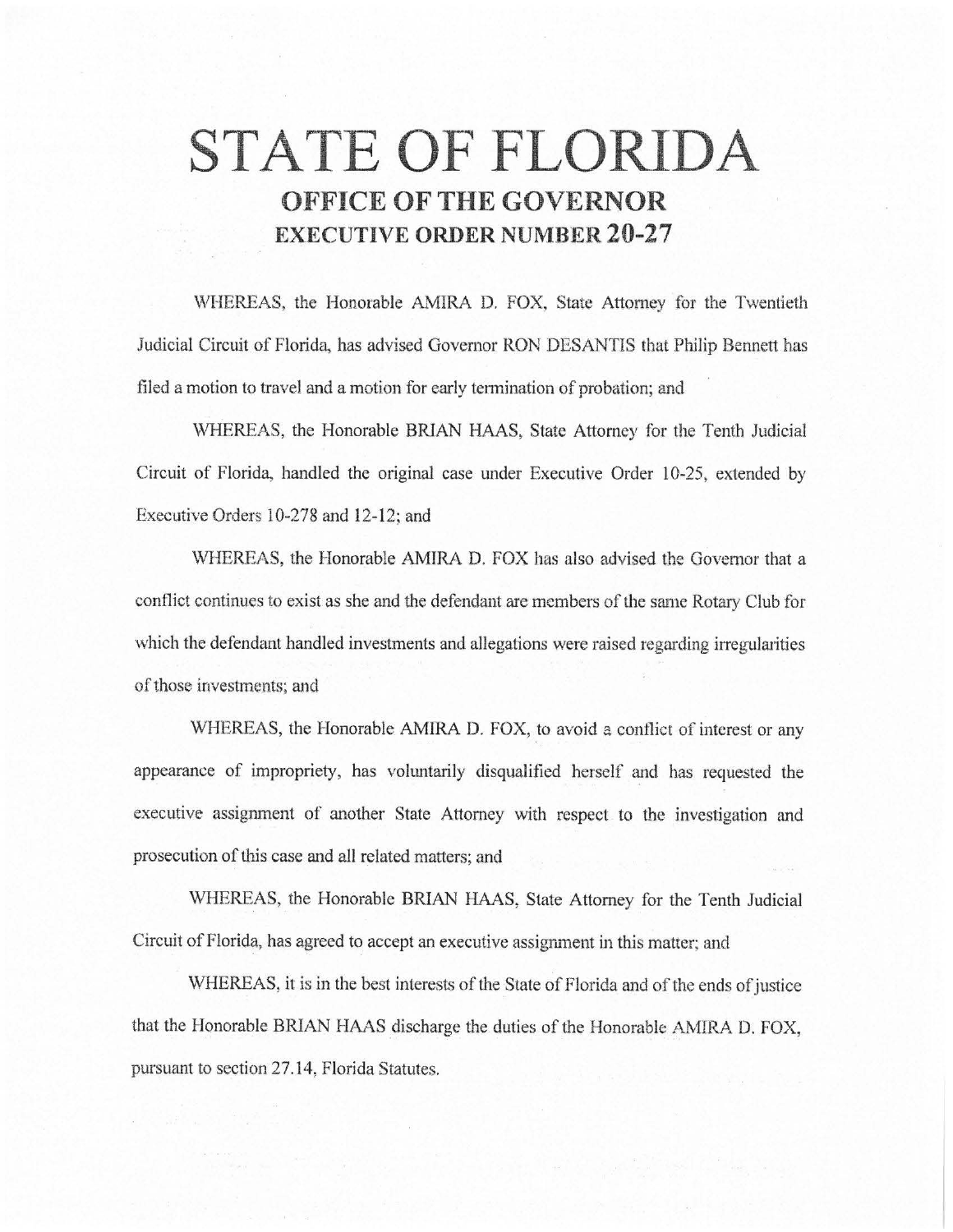# STATE OF FLORIDA

## OFFICE OF THE GOVERNOR

## EXECUTIVE ORDER NUMBER 20-27

WHEREAS, the Honorable AMIRA D. FOX, State Attorney for the Twentieth Judicial Circuit of Florida, has advised Governor RON DESANTIS that Philip Bennett has filed a motion to travel and a motion for early termination of probation; and

WHEREAS, the Honorable BRIAN HAAS, State Attorney for the Tenth Judicial Circuit of Florida, handled the original case under Executive Order 10-25, extended by Executive Orders 10-278 and 12-12; and

WHEREAS, the Honorable AMIRA D. FOX has also advised the Governor that a conflict continues to exist as she and the defendant are members of the same Rotary Club for which the defendant handled investments and allegations were raised regarding irregularities of those investments; and

WHEREAS, the Honorable AMIRA D. FOX, to avoid a conflict of interest or any appearance of impropriety, has voluntarily disqualified herself and has requested the executive assignment of another State Attorney with respect to the investigation and prosecution of this case and all related matters; and

WHEREAS, the Honorable BRIAN HAAS, State Attorney for the Tenth Judicial Circuit of Florida, has agreed to accept an executive assignment in this matter; and

WHEREAS, it is in the best interests of the State of Florida and of the ends of justice that the Honorable BRIAN HAAS discharge the duties of the Honorable AMIRA D. FOX, pursuant to section 27.14, Florida Statutes.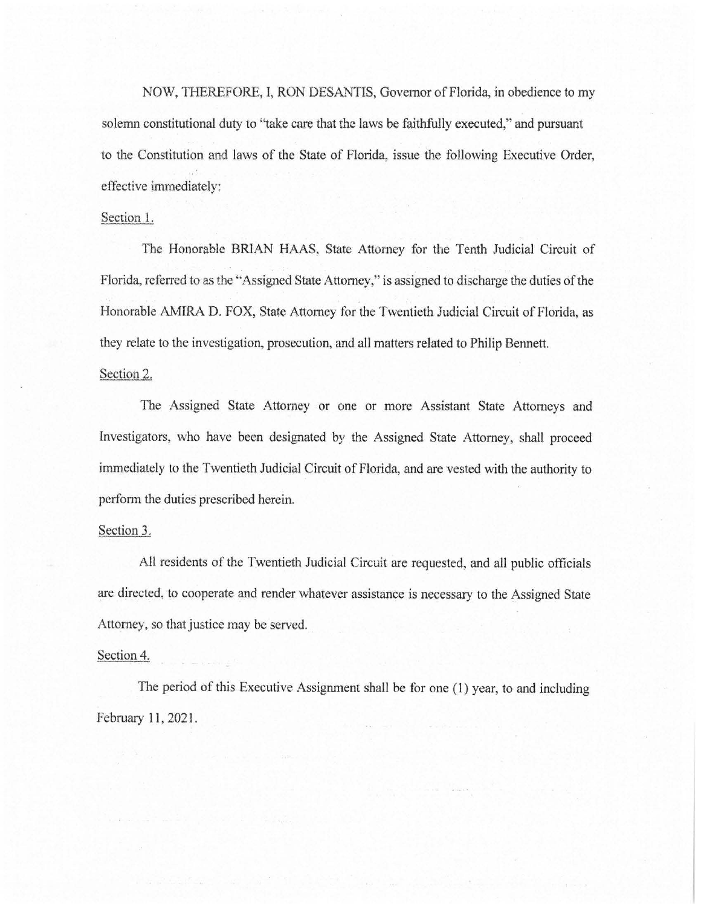NOW, THEREFORE, I, RON DESANTIS, Governor of Florida, in obedience to my solemn constitutional duty to "take care that the laws be faithfully executed," and pursuant to the Constitution and laws of the State of Florida, issue the following Executive Order, effective immediately:

Section 1.

The Honorable BRIAN HAAS, State Attorney for the Tenth Judicial Circuit of Florida, referred to as the "Assigned State Attorney," is assigned to discharge the duties of the Honorable AMIRA D. FOX, State Attorney for the Twentieth Judicial Circuit of Florida, as they relate to the investigation, prosecution, and all matters related to Philip Bennett.

Section 2.

The Assigned State Attorney or one or more Assistant State Attorneys and Investigators, who have been designated by the Assigned State Attorney, shall proceed immediately to the Twentieth Judicial Circuit of Florida, and are vested with the authority to perform the duties prescribed herein.

Section 3.

All residents of the Twentieth Judicial Circuit are requested, and all public officials are directed, to cooperate and render whatever assistance is necessary to the Assigned State Attorney, so that justice may be served.

Section 4.

The period of this Executive Assignment shall be for one (1) year, to and including February 11, 2021.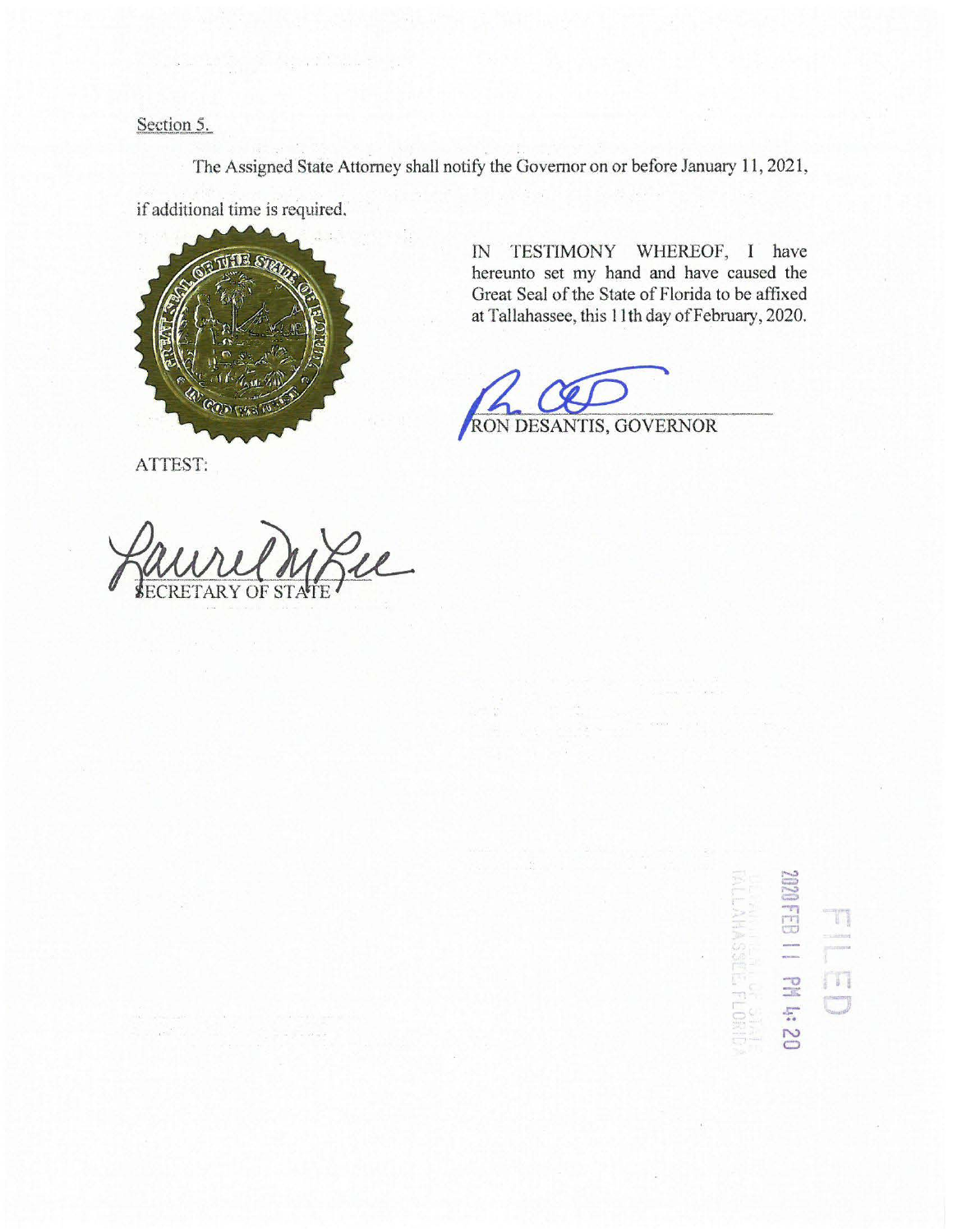Section 5.

The Assigned State Attorney shall notify the Governor on or before January 11, 2021, if additional time is required.

IN TESTIMONY WHEREOF, I have hereunto set my hand and have caused the Great Seal of the State of Florida to be affixed at Tallahassee, this 11th day of February, 2020.

RON DESANTIS, GOVERNOR

ATTEST:

SECRETARY OF STATE

FILED

2020 FEB 11 PM 4:20

DEPARTMENT OF STATE
TALLAHASSEE, FLORIDA